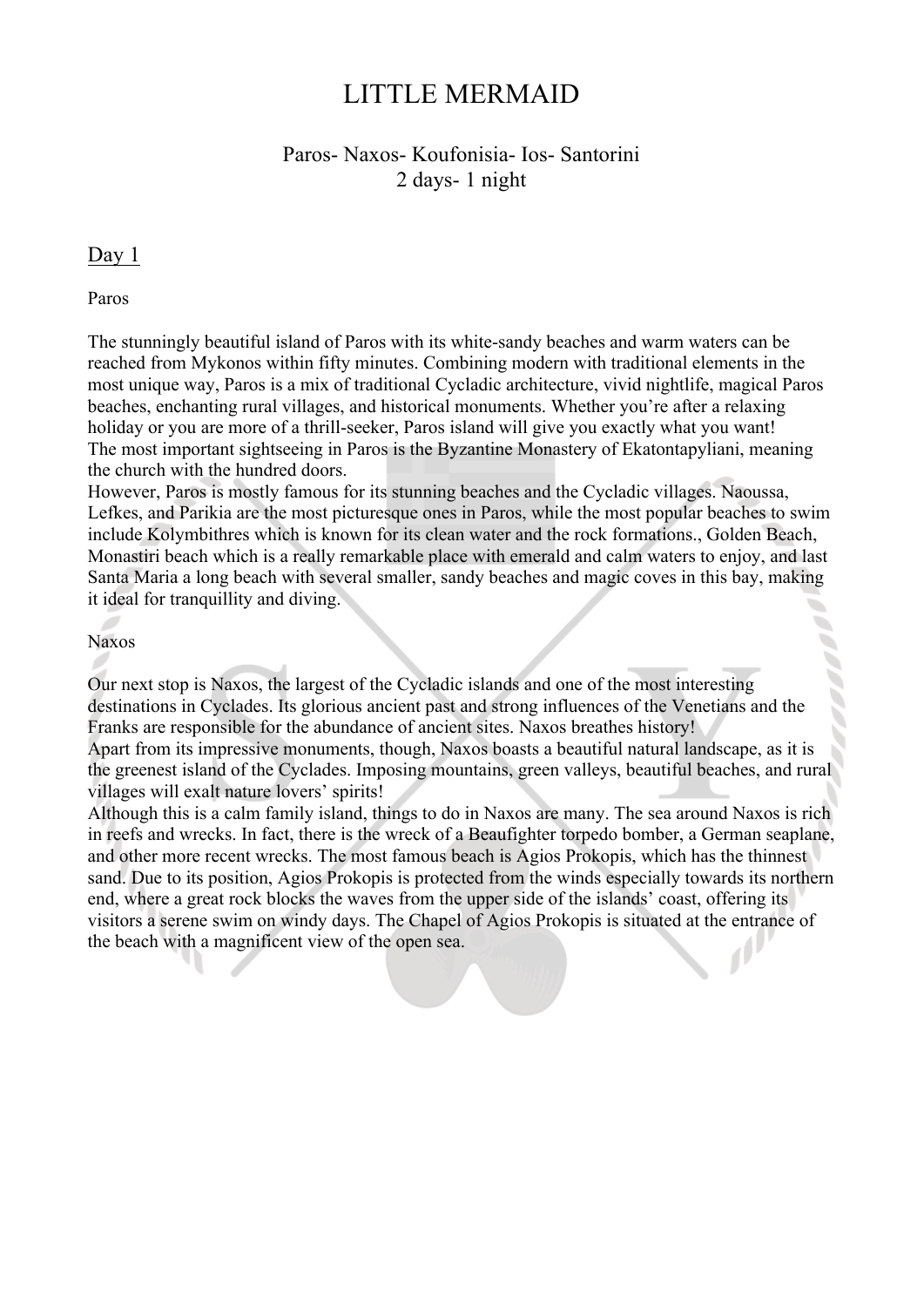# LITTLE MERMAID

Paros- Naxos- Koufonisia- Ios- Santorini
2 days- 1 night

## Day 1

### Paros

The stunningly beautiful island of Paros with its white-sandy beaches and warm waters can be reached from Mykonos within fifty minutes. Combining modern with traditional elements in the most unique way, Paros is a mix of traditional Cycladic architecture, vivid nightlife, magical Paros beaches, enchanting rural villages, and historical monuments. Whether you're after a relaxing holiday or you are more of a thrill-seeker, Paros island will give you exactly what you want!
The most important sightseeing in Paros is the Byzantine Monastery of Ekatontapyliani, meaning the church with the hundred doors.
However, Paros is mostly famous for its stunning beaches and the Cycladic villages. Naoussa, Lefkes, and Parikia are the most picturesque ones in Paros, while the most popular beaches to swim include Kolymbithres which is known for its clean water and the rock formations., Golden Beach, Monastiri beach which is a really remarkable place with emerald and calm waters to enjoy, and last Santa Maria a long beach with several smaller, sandy beaches and magic coves in this bay, making it ideal for tranquillity and diving.

### Naxos

Our next stop is Naxos, the largest of the Cycladic islands and one of the most interesting destinations in Cyclades. Its glorious ancient past and strong influences of the Venetians and the Franks are responsible for the abundance of ancient sites. Naxos breathes history!
Apart from its impressive monuments, though, Naxos boasts a beautiful natural landscape, as it is the greenest island of the Cyclades. Imposing mountains, green valleys, beautiful beaches, and rural villages will exalt nature lovers' spirits!
Although this is a calm family island, things to do in Naxos are many. The sea around Naxos is rich in reefs and wrecks. In fact, there is the wreck of a Beaufighter torpedo bomber, a German seaplane, and other more recent wrecks. The most famous beach is Agios Prokopis, which has the thinnest sand. Due to its position, Agios Prokopis is protected from the winds especially towards its northern end, where a great rock blocks the waves from the upper side of the islands' coast, offering its visitors a serene swim on windy days. The Chapel of Agios Prokopis is situated at the entrance of the beach with a magnificent view of the open sea.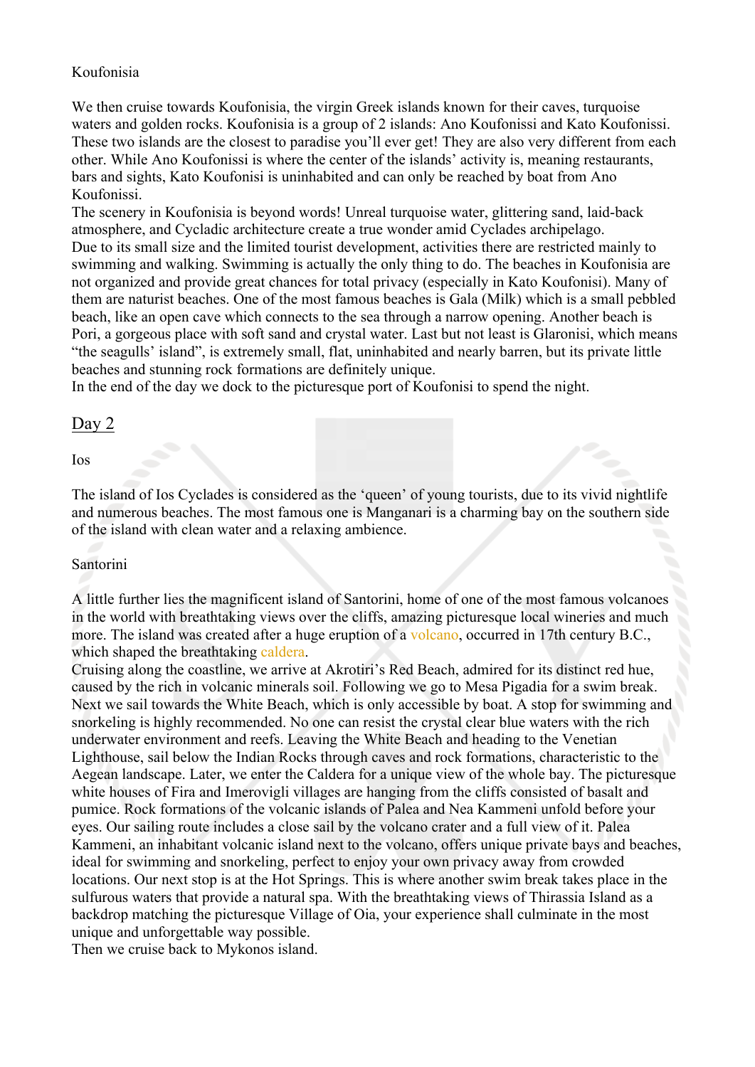Koufonisia

We then cruise towards Koufonisia, the virgin Greek islands known for their caves, turquoise waters and golden rocks. Koufonisia is a group of 2 islands: Ano Koufonissi and Kato Koufonissi. These two islands are the closest to paradise you'll ever get! They are also very different from each other. While Ano Koufonissi is where the center of the islands' activity is, meaning restaurants, bars and sights, Kato Koufonisi is uninhabited and can only be reached by boat from Ano Koufonissi.
The scenery in Koufonisia is beyond words! Unreal turquoise water, glittering sand, laid-back atmosphere, and Cycladic architecture create a true wonder amid Cyclades archipelago.
Due to its small size and the limited tourist development, activities there are restricted mainly to swimming and walking. Swimming is actually the only thing to do. The beaches in Koufonisia are not organized and provide great chances for total privacy (especially in Kato Koufonisi). Many of them are naturist beaches. One of the most famous beaches is Gala (Milk) which is a small pebbled beach, like an open cave which connects to the sea through a narrow opening. Another beach is Pori, a gorgeous place with soft sand and crystal water. Last but not least is Glaronisi, which means "the seagulls' island", is extremely small, flat, uninhabited and nearly barren, but its private little beaches and stunning rock formations are definitely unique.
In the end of the day we dock to the picturesque port of Koufonisi to spend the night.

## Day 2

Ios

The island of Ios Cyclades is considered as the 'queen' of young tourists, due to its vivid nightlife and numerous beaches. The most famous one is Manganari is a charming bay on the southern side of the island with clean water and a relaxing ambience.

Santorini

A little further lies the magnificent island of Santorini, home of one of the most famous volcanoes in the world with breathtaking views over the cliffs, amazing picturesque local wineries and much more. The island was created after a huge eruption of a volcano, occurred in 17th century B.C., which shaped the breathtaking caldera.
Cruising along the coastline, we arrive at Akrotiri's Red Beach, admired for its distinct red hue, caused by the rich in volcanic minerals soil. Following we go to Mesa Pigadia for a swim break. Next we sail towards the White Beach, which is only accessible by boat. A stop for swimming and snorkeling is highly recommended. No one can resist the crystal clear blue waters with the rich underwater environment and reefs. Leaving the White Beach and heading to the Venetian Lighthouse, sail below the Indian Rocks through caves and rock formations, characteristic to the Aegean landscape. Later, we enter the Caldera for a unique view of the whole bay. The picturesque white houses of Fira and Imerovigli villages are hanging from the cliffs consisted of basalt and pumice. Rock formations of the volcanic islands of Palea and Nea Kammeni unfold before your eyes. Our sailing route includes a close sail by the volcano crater and a full view of it. Palea Kammeni, an inhabitant volcanic island next to the volcano, offers unique private bays and beaches, ideal for swimming and snorkeling, perfect to enjoy your own privacy away from crowded locations. Our next stop is at the Hot Springs. This is where another swim break takes place in the sulfurous waters that provide a natural spa. With the breathtaking views of Thirassia Island as a backdrop matching the picturesque Village of Oia, your experience shall culminate in the most unique and unforgettable way possible.
Then we cruise back to Mykonos island.